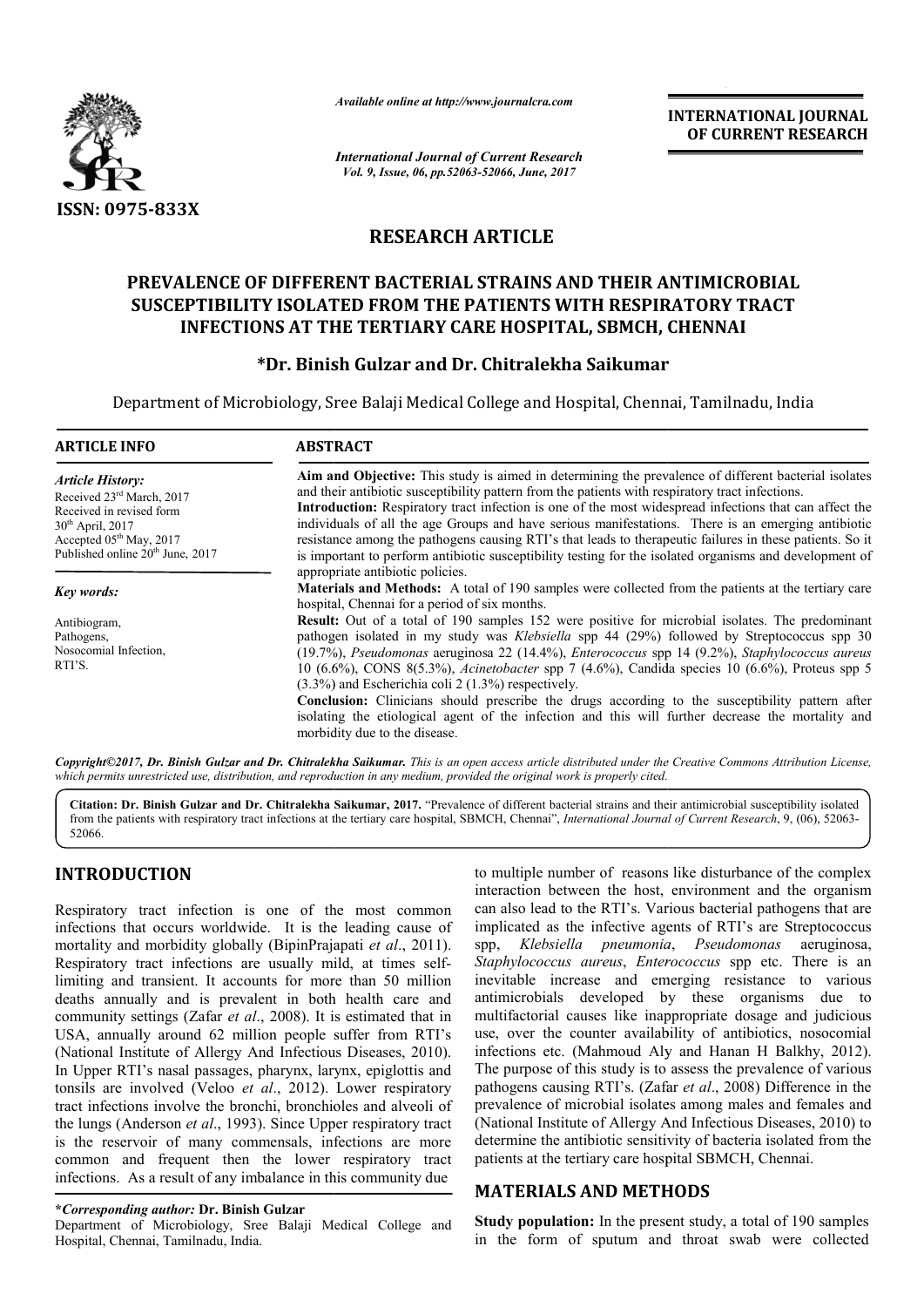# RESEARCH ARTICLE

# PREVALENCE OF DIFFERENT BACTERIAL STRAINS AND THEIR ANTIMICROBIAL SUSCEPTIBILITY ISOLATED FROM THE PATIENTS WITH RESPIRATORY TRACT INFECTIONS AT THE TERTIARY CARE HOSPITAL, SBMCH, CHENNAI

**\*Dr. Binish Gulzar and Dr. Chitralekha Saikumar**

Department of Microbiology, Sree Balaji Medical College and Hospital, Chennai, Tamilnadu, India

**ARTICLE INFO**

*Article History:*
Received 23rd March, 2017
Received in revised form
30th April, 2017
Accepted 05th May, 2017
Published online 20th June, 2017

*Key words:*
Antibiogram,
Pathogens,
Nosocomial Infection,
RTI'S.

**ABSTRACT**

**Aim and Objective:** This study is aimed in determining the prevalence of different bacterial isolates and their antibiotic susceptibility pattern from the patients with respiratory tract infections.

**Introduction:** Respiratory tract infection is one of the most widespread infections that can affect the individuals of all the age Groups and have serious manifestations. There is an emerging antibiotic resistance among the pathogens causing RTI's that leads to therapeutic failures in these patients. So it is important to perform antibiotic susceptibility testing for the isolated organisms and development of appropriate antibiotic policies.

**Materials and Methods:** A total of 190 samples were collected from the patients at the tertiary care hospital, Chennai for a period of six months.

**Result:** Out of a total of 190 samples 152 were positive for microbial isolates. The predominant pathogen isolated in my study was *Klebsiella* spp 44 (29%) followed by Streptococcus spp 30 (19.7%), *Pseudomonas* aeruginosa 22 (14.4%), *Enterococcus* spp 14 (9.2%), *Staphylococcus aureus* 10 (6.6%), CONS 8(5.3%), *Acinetobacter* spp 7 (4.6%), Candida species 10 (6.6%), Proteus spp 5 (3.3%) and Escherichia coli 2 (1.3%) respectively.

**Conclusion:** Clinicians should prescribe the drugs according to the susceptibility pattern after isolating the etiological agent of the infection and this will further decrease the mortality and morbidity due to the disease.

*Copyright©2017, Dr. Binish Gulzar and Dr. Chitralekha Saikumar. This is an open access article distributed under the Creative Commons Attribution License, which permits unrestricted use, distribution, and reproduction in any medium, provided the original work is properly cited.*

**Citation: Dr. Binish Gulzar and Dr. Chitralekha Saikumar, 2017.** "Prevalence of different bacterial strains and their antimicrobial susceptibility isolated from the patients with respiratory tract infections at the tertiary care hospital, SBMCH, Chennai", *International Journal of Current Research*, 9, (06), 52063-52066.

## INTRODUCTION

Respiratory tract infection is one of the most common infections that occurs worldwide. It is the leading cause of mortality and morbidity globally (BipinPrajapati *et al*., 2011). Respiratory tract infections are usually mild, at times self-limiting and transient. It accounts for more than 50 million deaths annually and is prevalent in both health care and community settings (Zafar *et al*., 2008). It is estimated that in USA, annually around 62 million people suffer from RTI's (National Institute of Allergy And Infectious Diseases, 2010). In Upper RTI's nasal passages, pharynx, larynx, epiglottis and tonsils are involved (Veloo *et al*., 2012). Lower respiratory tract infections involve the bronchi, bronchioles and alveoli of the lungs (Anderson *et al*., 1993). Since Upper respiratory tract is the reservoir of many commensals, infections are more common and frequent then the lower respiratory tract infections. As a result of any imbalance in this community due to multiple number of reasons like disturbance of the complex interaction between the host, environment and the organism can also lead to the RTI's. Various bacterial pathogens that are implicated as the infective agents of RTI's are Streptococcus spp, *Klebsiella pneumonia*, *Pseudomonas* aeruginosa, *Staphylococcus aureus*, *Enterococcus* spp etc. There is an inevitable increase and emerging resistance to various antimicrobials developed by these organisms due to multifactorial causes like inappropriate dosage and judicious use, over the counter availability of antibiotics, nosocomial infections etc. (Mahmoud Aly and Hanan H Balkhy, 2012). The purpose of this study is to assess the prevalence of various pathogens causing RTI's. (Zafar *et al*., 2008) Difference in the prevalence of microbial isolates among males and females and (National Institute of Allergy And Infectious Diseases, 2010) to determine the antibiotic sensitivity of bacteria isolated from the patients at the tertiary care hospital SBMCH, Chennai.

## MATERIALS AND METHODS

**Study population:** In the present study, a total of 190 samples in the form of sputum and throat swab were collected

**\*Corresponding author: Dr. Binish Gulzar**
Department of Microbiology, Sree Balaji Medical College and Hospital, Chennai, Tamilnadu, India.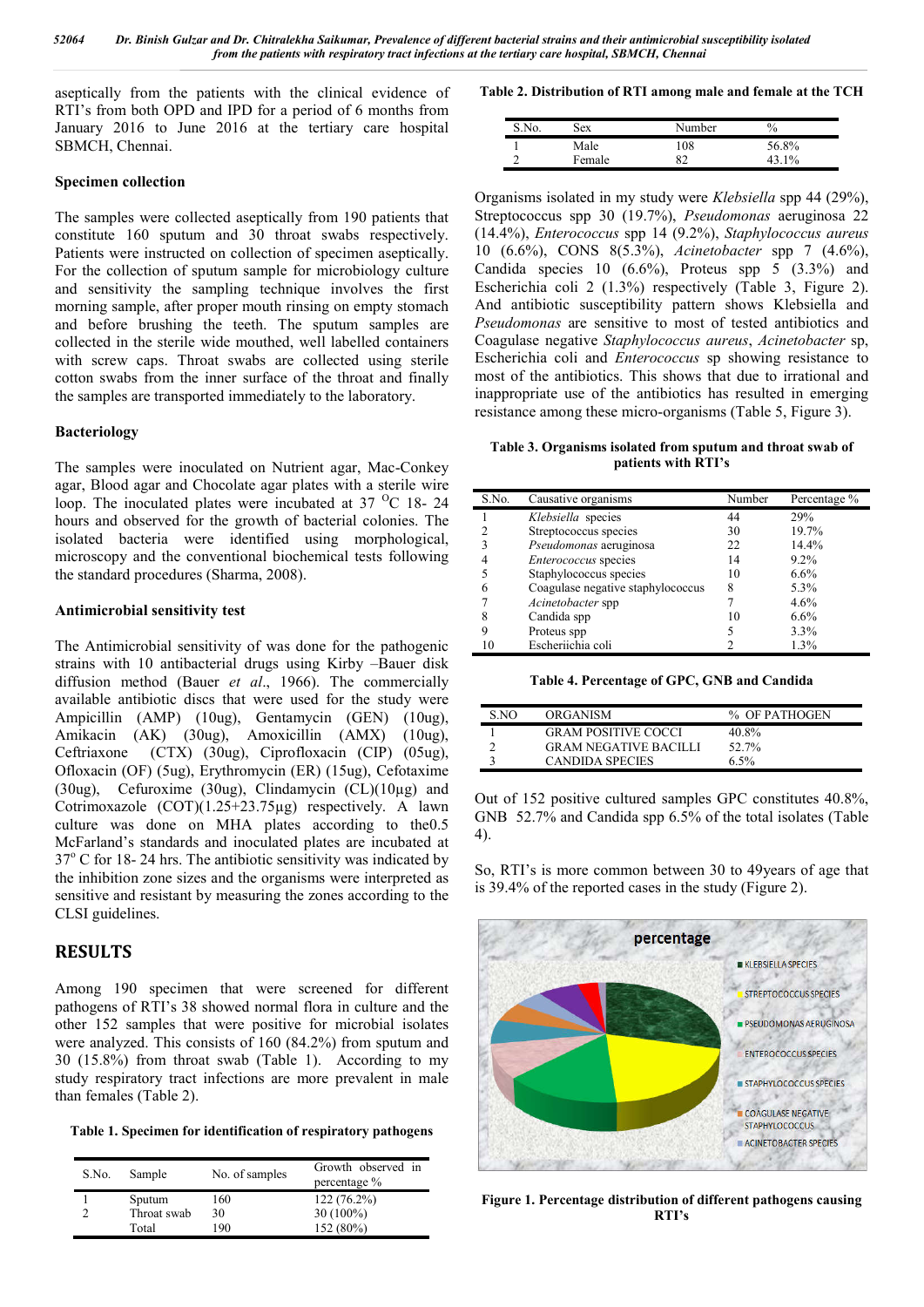aseptically from the patients with the clinical evidence of RTI's from both OPD and IPD for a period of 6 months from January 2016 to June 2016 at the tertiary care hospital SBMCH, Chennai.

### Specimen collection

The samples were collected aseptically from 190 patients that constitute 160 sputum and 30 throat swabs respectively. Patients were instructed on collection of specimen aseptically. For the collection of sputum sample for microbiology culture and sensitivity the sampling technique involves the first morning sample, after proper mouth rinsing on empty stomach and before brushing the teeth. The sputum samples are collected in the sterile wide mouthed, well labelled containers with screw caps. Throat swabs are collected using sterile cotton swabs from the inner surface of the throat and finally the samples are transported immediately to the laboratory.

### Bacteriology

The samples were inoculated on Nutrient agar, Mac-Conkey agar, Blood agar and Chocolate agar plates with a sterile wire loop. The inoculated plates were incubated at 37 $^{O}$C 18- 24 hours and observed for the growth of bacterial colonies. The isolated bacteria were identified using morphological, microscopy and the conventional biochemical tests following the standard procedures (Sharma, 2008).

### Antimicrobial sensitivity test

The Antimicrobial sensitivity of was done for the pathogenic strains with 10 antibacterial drugs using Kirby –Bauer disk diffusion method (Bauer *et al*., 1966). The commercially available antibiotic discs that were used for the study were Ampicillin (AMP) (10ug), Gentamycin (GEN) (10ug), Amikacin (AK) (30ug), Amoxicillin (AMX) (10ug), Ceftriaxone (CTX) (30ug), Ciprofloxacin (CIP) (05ug), Ofloxacin (OF) (5ug), Erythromycin (ER) (15ug), Cefotaxime (30ug), Cefuroxime (30ug), Clindamycin (CL)(10µg) and Cotrimoxazole (COT)(1.25+23.75µg) respectively. A lawn culture was done on MHA plates according to the0.5 McFarland's standards and inoculated plates are incubated at 37$^{o}$ C for 18- 24 hrs. The antibiotic sensitivity was indicated by the inhibition zone sizes and the organisms were interpreted as sensitive and resistant by measuring the zones according to the CLSI guidelines.

## RESULTS

Among 190 specimen that were screened for different pathogens of RTI's 38 showed normal flora in culture and the other 152 samples that were positive for microbial isolates were analyzed. This consists of 160 (84.2%) from sputum and 30 (15.8%) from throat swab (Table 1). According to my study respiratory tract infections are more prevalent in male than females (Table 2).

**Table 1. Specimen for identification of respiratory pathogens**

| S.No. | Sample | No. of samples | Growth observed in percentage % |
|---|---|---|---|
| 1 | Sputum | 160 | 122 (76.2%) |
| 2 | Throat swab | 30 | 30 (100%) |
| | Total | 190 | 152 (80%) |

**Table 2. Distribution of RTI among male and female at the TCH**

| S.No. | Sex | Number | % |
|---|---|---|---|
| 1 | Male | 108 | 56.8% |
| 2 | Female | 82 | 43.1% |

Organisms isolated in my study were *Klebsiella* spp 44 (29%), Streptococcus spp 30 (19.7%), *Pseudomonas* aeruginosa 22 (14.4%), *Enterococcus* spp 14 (9.2%), *Staphylococcus aureus* 10 (6.6%), CONS 8(5.3%), *Acinetobacter* spp 7 (4.6%), Candida species 10 (6.6%), Proteus spp 5 (3.3%) and Escherichia coli 2 (1.3%) respectively (Table 3, Figure 2). And antibiotic susceptibility pattern shows Klebsiella and *Pseudomonas* are sensitive to most of tested antibiotics and Coagulase negative *Staphylococcus aureus*, *Acinetobacter* sp, Escherichia coli and *Enterococcus* sp showing resistance to most of the antibiotics. This shows that due to irrational and inappropriate use of the antibiotics has resulted in emerging resistance among these micro-organisms (Table 5, Figure 3).

**Table 3. Organisms isolated from sputum and throat swab of patients with RTI's**

| S.No. | Causative organisms | Number | Percentage % |
|---|---|---|---|
| 1 | *Klebsiella* species | 44 | 29% |
| 2 | Streptococcus species | 30 | 19.7% |
| 3 | *Pseudomonas* aeruginosa | 22 | 14.4% |
| 4 | *Enterococcus* species | 14 | 9.2% |
| 5 | Staphylococcus species | 10 | 6.6% |
| 6 | Coagulase negative staphylococcus | 8 | 5.3% |
| 7 | *Acinetobacter* spp | 7 | 4.6% |
| 8 | Candida spp | 10 | 6.6% |
| 9 | Proteus spp | 5 | 3.3% |
| 10 | Escheriichia coli | 2 | 1.3% |

**Table 4. Percentage of GPC, GNB and Candida**

| S.NO | ORGANISM | % OF PATHOGEN |
|---|---|---|
| 1 | GRAM POSITIVE COCCI | 40.8% |
| 2 | GRAM NEGATIVE BACILLI | 52.7% |
| 3 | CANDIDA SPECIES | 6.5% |

Out of 152 positive cultured samples GPC constitutes 40.8%, GNB 52.7% and Candida spp 6.5% of the total isolates (Table 4).

So, RTI's is more common between 30 to 49years of age that is 39.4% of the reported cases in the study (Figure 2).

**Figure 1. Percentage distribution of different pathogens causing RTI's**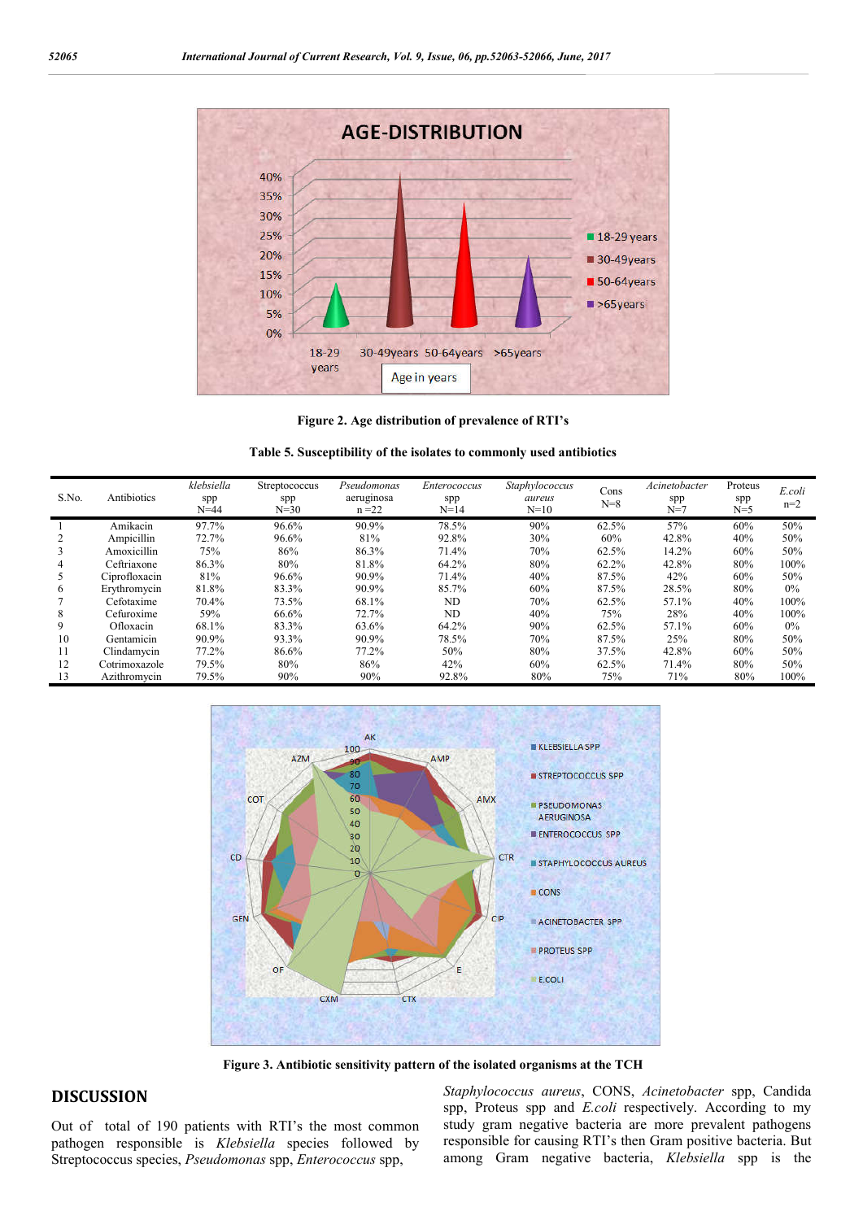Figure 2. Age distribution of prevalence of RTI's

**Table 5. Susceptibility of the isolates to commonly used antibiotics**

| S.No. | Antibiotics | *klebsiella* spp N=44 | Streptococcus spp N=30 | *Pseudomonas* aeruginosa n =22 | *Enterococcus* spp N=14 | *Staphylococcus aureus* N=10 | Cons N=8 | *Acinetobacter* spp N=7 | Proteus spp N=5 | *E.coli* n=2 |
|---|---|---|---|---|---|---|---|---|---|---|
| 1 | Amikacin | 97.7% | 96.6% | 90.9% | 78.5% | 90% | 62.5% | 57% | 60% | 50% |
| 2 | Ampicillin | 72.7% | 96.6% | 81% | 92.8% | 30% | 60% | 42.8% | 40% | 50% |
| 3 | Amoxicillin | 75% | 86% | 86.3% | 71.4% | 70% | 62.5% | 14.2% | 60% | 50% |
| 4 | Ceftriaxone | 86.3% | 80% | 81.8% | 64.2% | 80% | 62.2% | 42.8% | 80% | 100% |
| 5 | Ciprofloxacin | 81% | 96.6% | 90.9% | 71.4% | 40% | 87.5% | 42% | 60% | 50% |
| 6 | Erythromycin | 81.8% | 83.3% | 90.9% | 85.7% | 60% | 87.5% | 28.5% | 80% | 0% |
| 7 | Cefotaxime | 70.4% | 73.5% | 68.1% | ND | 70% | 62.5% | 57.1% | 40% | 100% |
| 8 | Cefuroxime | 59% | 66.6% | 72.7% | ND | 40% | 75% | 28% | 40% | 100% |
| 9 | Ofloxacin | 68.1% | 83.3% | 63.6% | 64.2% | 90% | 62.5% | 57.1% | 60% | 0% |
| 10 | Gentamicin | 90.9% | 93.3% | 90.9% | 78.5% | 70% | 87.5% | 25% | 80% | 50% |
| 11 | Clindamycin | 77.2% | 86.6% | 77.2% | 50% | 80% | 37.5% | 42.8% | 60% | 50% |
| 12 | Cotrimoxazole | 79.5% | 80% | 86% | 42% | 60% | 62.5% | 71.4% | 80% | 50% |
| 13 | Azithromycin | 79.5% | 90% | 90% | 92.8% | 80% | 75% | 71% | 80% | 100% |

Figure 3. Antibiotic sensitivity pattern of the isolated organisms at the TCH

## DISCUSSION

Out of total of 190 patients with RTI's the most common pathogen responsible is *Klebsiella* species followed by Streptococcus species, *Pseudomonas* spp, *Enterococcus* spp, *Staphylococcus aureus*, CONS, *Acinetobacter* spp, Candida spp, Proteus spp and *E.coli* respectively. According to my study gram negative bacteria are more prevalent pathogens responsible for causing RTI's then Gram positive bacteria. But among Gram negative bacteria, *Klebsiella* spp is the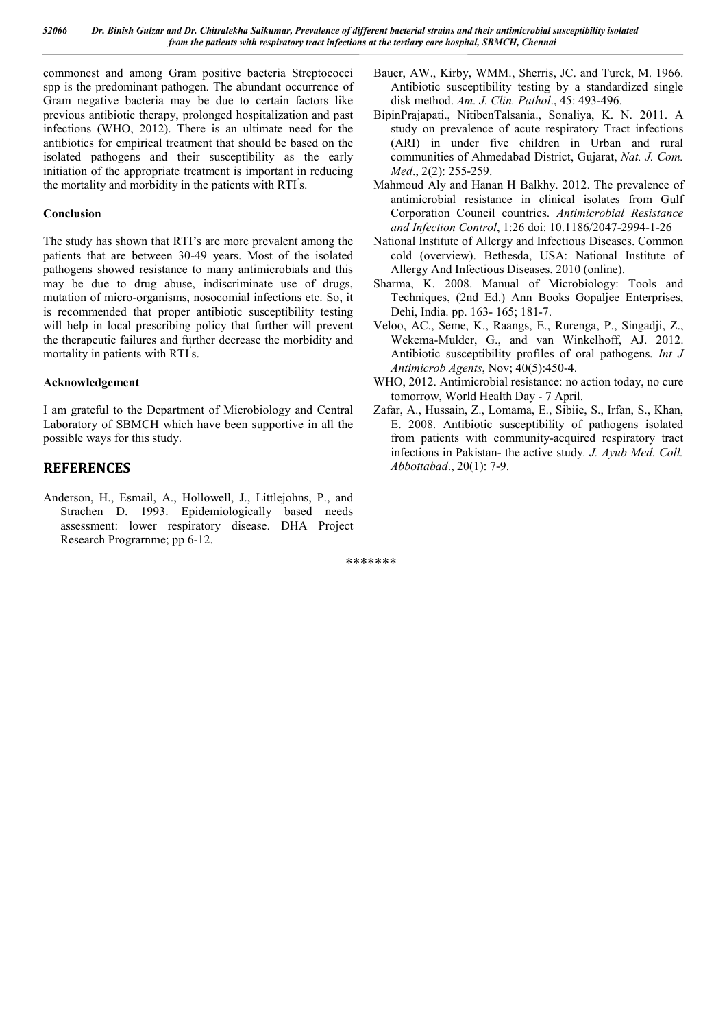commonest and among Gram positive bacteria Streptococci spp is the predominant pathogen. The abundant occurrence of Gram negative bacteria may be due to certain factors like previous antibiotic therapy, prolonged hospitalization and past infections (WHO, 2012). There is an ultimate need for the antibiotics for empirical treatment that should be based on the isolated pathogens and their susceptibility as the early initiation of the appropriate treatment is important in reducing the mortality and morbidity in the patients with RTI's.

### Conclusion

The study has shown that RTI's are more prevalent among the patients that are between 30-49 years. Most of the isolated pathogens showed resistance to many antimicrobials and this may be due to drug abuse, indiscriminate use of drugs, mutation of micro-organisms, nosocomial infections etc. So, it is recommended that proper antibiotic susceptibility testing will help in local prescribing policy that further will prevent the therapeutic failures and further decrease the morbidity and mortality in patients with RTI's.

### Acknowledgement

I am grateful to the Department of Microbiology and Central Laboratory of SBMCH which have been supportive in all the possible ways for this study.

## REFERENCES

Anderson, H., Esmail, A., Hollowell, J., Littlejohns, P., and Strachen D. 1993. Epidemiologically based needs assessment: lower respiratory disease. DHA Project Research Prograrnme; pp 6-12.

Bauer, AW., Kirby, WMM., Sherris, JC. and Turck, M. 1966. Antibiotic susceptibility testing by a standardized single disk method. *Am. J. Clin. Pathol*., 45: 493-496.

BipinPrajapati., NitibenTalsania., Sonaliya, K. N. 2011. A study on prevalence of acute respiratory Tract infections (ARI) in under five children in Urban and rural communities of Ahmedabad District, Gujarat, *Nat. J. Com. Med*., 2(2): 255-259.

Mahmoud Aly and Hanan H Balkhy. 2012. The prevalence of antimicrobial resistance in clinical isolates from Gulf Corporation Council countries. *Antimicrobial Resistance and Infection Control*, 1:26 doi: 10.1186/2047-2994-1-26

National Institute of Allergy and Infectious Diseases. Common cold (overview). Bethesda, USA: National Institute of Allergy And Infectious Diseases. 2010 (online).

Sharma, K. 2008. Manual of Microbiology: Tools and Techniques, (2nd Ed.) Ann Books Gopaljee Enterprises, Dehi, India. pp. 163- 165; 181-7.

Veloo, AC., Seme, K., Raangs, E., Rurenga, P., Singadji, Z., Wekema-Mulder, G., and van Winkelhoff, AJ. 2012. Antibiotic susceptibility profiles of oral pathogens. *Int J Antimicrob Agents*, Nov; 40(5):450-4.

WHO, 2012. Antimicrobial resistance: no action today, no cure tomorrow, World Health Day - 7 April.

Zafar, A., Hussain, Z., Lomama, E., Sibiie, S., Irfan, S., Khan, E. 2008. Antibiotic susceptibility of pathogens isolated from patients with community-acquired respiratory tract infections in Pakistan- the active study. *J. Ayub Med. Coll. Abbottabad*., 20(1): 7-9.

\*\*\*\*\*\*\*